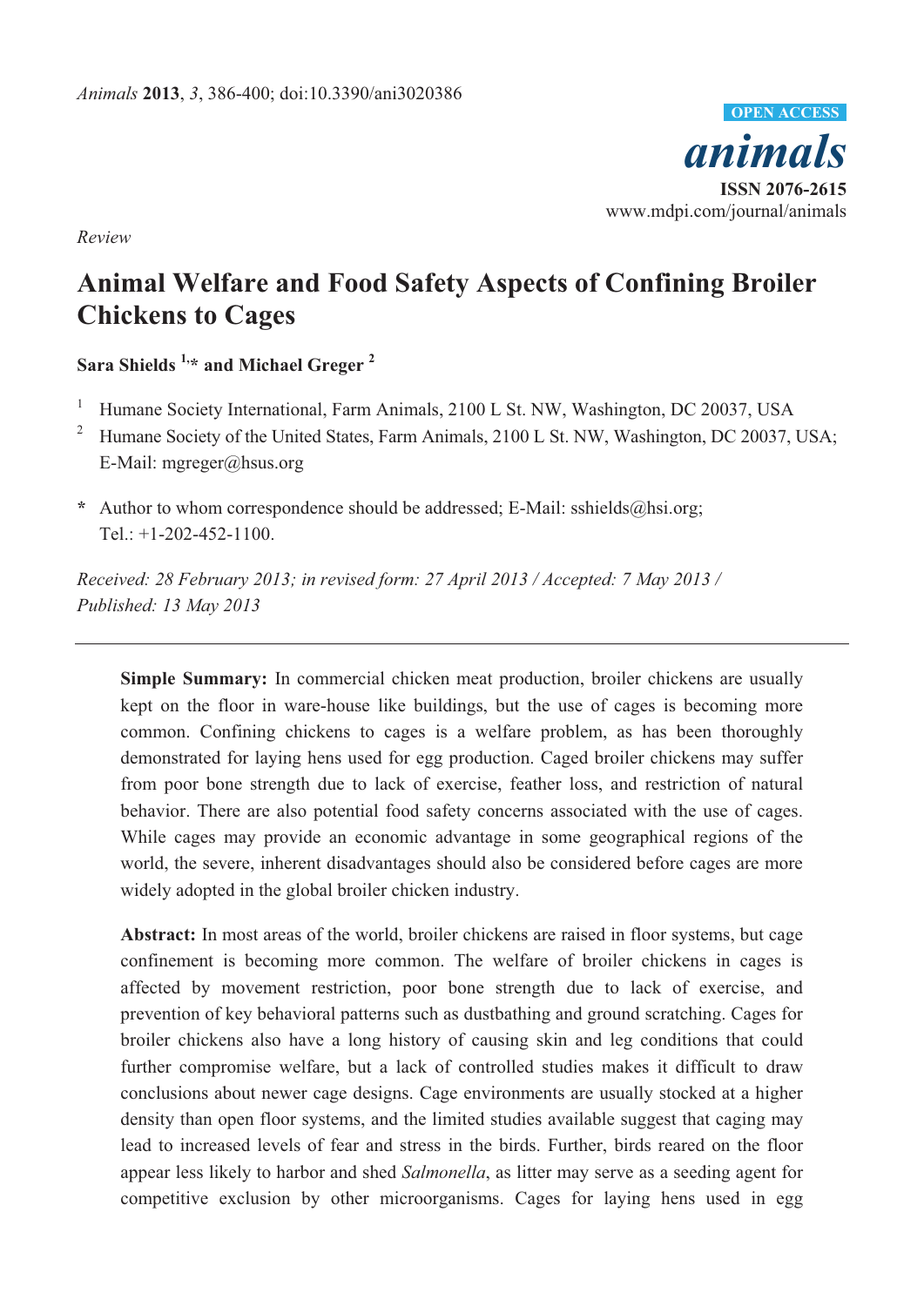Review

# Animal Welfare and Food Safety Aspects of Confining Broiler Chickens to Cages

**Sara Shields [1,*] and Michael Greger [2]**

[1] Humane Society International, Farm Animals, 2100 L St. NW, Washington, DC 20037, USA

[2] Humane Society of the United States, Farm Animals, 2100 L St. NW, Washington, DC 20037, USA; E-Mail: mgreger@hsus.org

\* Author to whom correspondence should be addressed; E-Mail: sshields@hsi.org; Tel.: +1-202-452-1100.

*Received: 28 February 2013; in revised form: 27 April 2013 / Accepted: 7 May 2013 / Published: 13 May 2013*

---

**Simple Summary:** In commercial chicken meat production, broiler chickens are usually kept on the floor in ware-house like buildings, but the use of cages is becoming more common. Confining chickens to cages is a welfare problem, as has been thoroughly demonstrated for laying hens used for egg production. Caged broiler chickens may suffer from poor bone strength due to lack of exercise, feather loss, and restriction of natural behavior. There are also potential food safety concerns associated with the use of cages. While cages may provide an economic advantage in some geographical regions of the world, the severe, inherent disadvantages should also be considered before cages are more widely adopted in the global broiler chicken industry.

**Abstract:** In most areas of the world, broiler chickens are raised in floor systems, but cage confinement is becoming more common. The welfare of broiler chickens in cages is affected by movement restriction, poor bone strength due to lack of exercise, and prevention of key behavioral patterns such as dustbathing and ground scratching. Cages for broiler chickens also have a long history of causing skin and leg conditions that could further compromise welfare, but a lack of controlled studies makes it difficult to draw conclusions about newer cage designs. Cage environments are usually stocked at a higher density than open floor systems, and the limited studies available suggest that caging may lead to increased levels of fear and stress in the birds. Further, birds reared on the floor appear less likely to harbor and shed *Salmonella*, as litter may serve as a seeding agent for competitive exclusion by other microorganisms. Cages for laying hens used in egg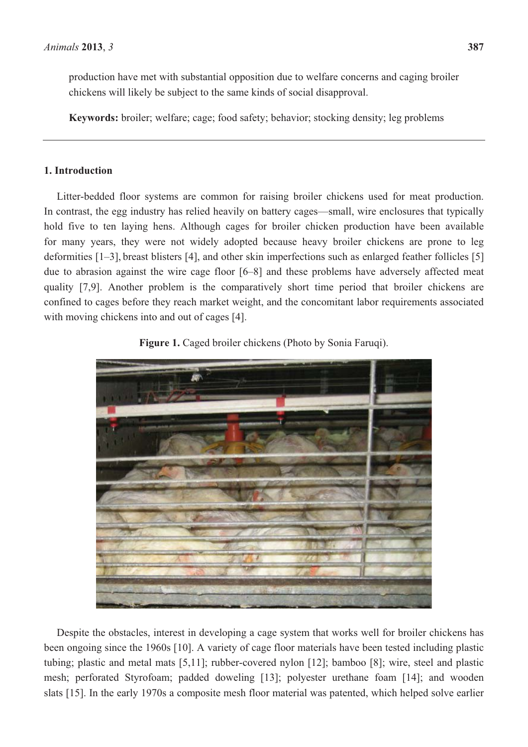production have met with substantial opposition due to welfare concerns and caging broiler chickens will likely be subject to the same kinds of social disapproval.

**Keywords:** broiler; welfare; cage; food safety; behavior; stocking density; leg problems

## 1. Introduction

Litter-bedded floor systems are common for raising broiler chickens used for meat production. In contrast, the egg industry has relied heavily on battery cages—small, wire enclosures that typically hold five to ten laying hens. Although cages for broiler chicken production have been available for many years, they were not widely adopted because heavy broiler chickens are prone to leg deformities [1–3], breast blisters [4], and other skin imperfections such as enlarged feather follicles [5] due to abrasion against the wire cage floor [6–8] and these problems have adversely affected meat quality [7,9]. Another problem is the comparatively short time period that broiler chickens are confined to cages before they reach market weight, and the concomitant labor requirements associated with moving chickens into and out of cages [4].

**Figure 1.** Caged broiler chickens (Photo by Sonia Faruqi).

Despite the obstacles, interest in developing a cage system that works well for broiler chickens has been ongoing since the 1960s [10]. A variety of cage floor materials have been tested including plastic tubing; plastic and metal mats [5,11]; rubber-covered nylon [12]; bamboo [8]; wire, steel and plastic mesh; perforated Styrofoam; padded doweling [13]; polyester urethane foam [14]; and wooden slats [15]. In the early 1970s a composite mesh floor material was patented, which helped solve earlier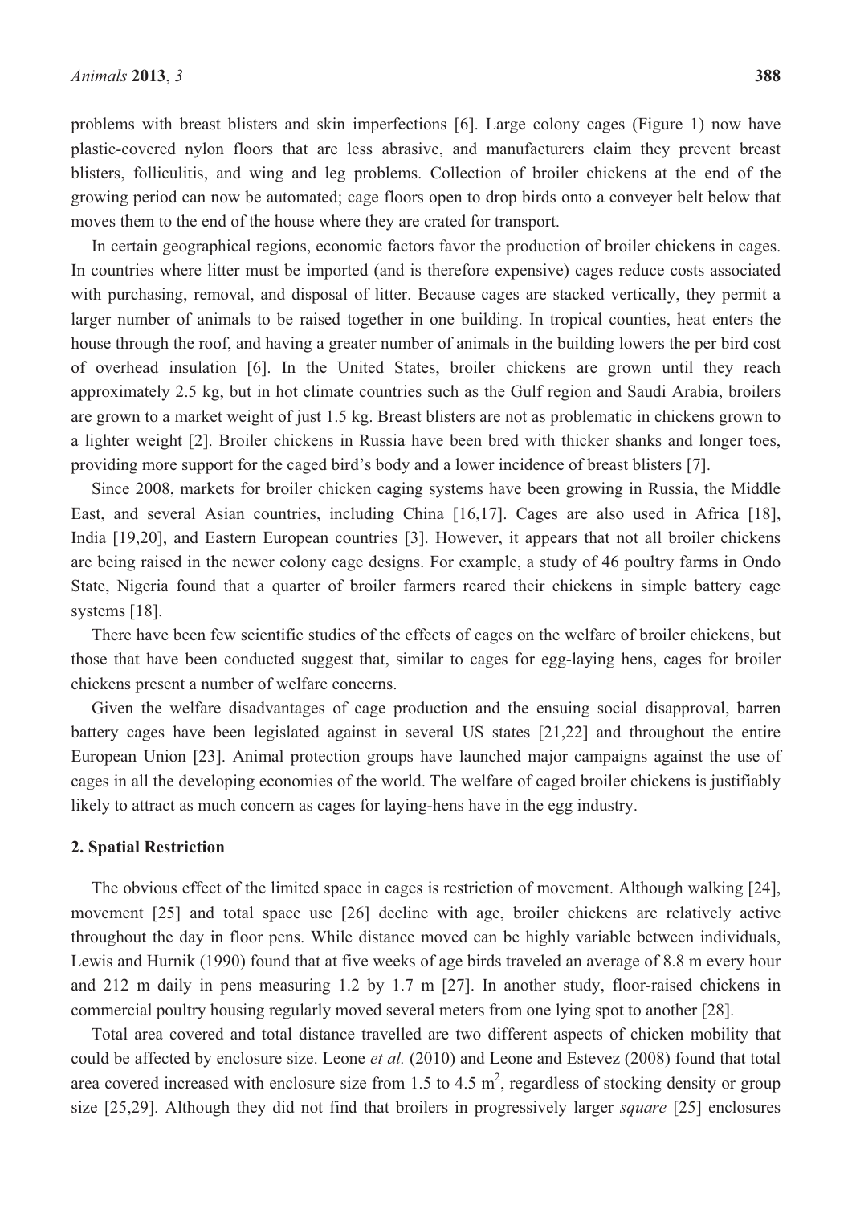problems with breast blisters and skin imperfections [6]. Large colony cages (Figure 1) now have plastic-covered nylon floors that are less abrasive, and manufacturers claim they prevent breast blisters, folliculitis, and wing and leg problems. Collection of broiler chickens at the end of the growing period can now be automated; cage floors open to drop birds onto a conveyer belt below that moves them to the end of the house where they are crated for transport.

In certain geographical regions, economic factors favor the production of broiler chickens in cages. In countries where litter must be imported (and is therefore expensive) cages reduce costs associated with purchasing, removal, and disposal of litter. Because cages are stacked vertically, they permit a larger number of animals to be raised together in one building. In tropical counties, heat enters the house through the roof, and having a greater number of animals in the building lowers the per bird cost of overhead insulation [6]. In the United States, broiler chickens are grown until they reach approximately 2.5 kg, but in hot climate countries such as the Gulf region and Saudi Arabia, broilers are grown to a market weight of just 1.5 kg. Breast blisters are not as problematic in chickens grown to a lighter weight [2]. Broiler chickens in Russia have been bred with thicker shanks and longer toes, providing more support for the caged bird's body and a lower incidence of breast blisters [7].

Since 2008, markets for broiler chicken caging systems have been growing in Russia, the Middle East, and several Asian countries, including China [16,17]. Cages are also used in Africa [18], India [19,20], and Eastern European countries [3]. However, it appears that not all broiler chickens are being raised in the newer colony cage designs. For example, a study of 46 poultry farms in Ondo State, Nigeria found that a quarter of broiler farmers reared their chickens in simple battery cage systems [18].

There have been few scientific studies of the effects of cages on the welfare of broiler chickens, but those that have been conducted suggest that, similar to cages for egg-laying hens, cages for broiler chickens present a number of welfare concerns.

Given the welfare disadvantages of cage production and the ensuing social disapproval, barren battery cages have been legislated against in several US states [21,22] and throughout the entire European Union [23]. Animal protection groups have launched major campaigns against the use of cages in all the developing economies of the world. The welfare of caged broiler chickens is justifiably likely to attract as much concern as cages for laying-hens have in the egg industry.

## 2. Spatial Restriction

The obvious effect of the limited space in cages is restriction of movement. Although walking [24], movement [25] and total space use [26] decline with age, broiler chickens are relatively active throughout the day in floor pens. While distance moved can be highly variable between individuals, Lewis and Hurnik (1990) found that at five weeks of age birds traveled an average of 8.8 m every hour and 212 m daily in pens measuring 1.2 by 1.7 m [27]. In another study, floor-raised chickens in commercial poultry housing regularly moved several meters from one lying spot to another [28].

Total area covered and total distance travelled are two different aspects of chicken mobility that could be affected by enclosure size. Leone *et al.* (2010) and Leone and Estevez (2008) found that total area covered increased with enclosure size from 1.5 to 4.5 $m^2$, regardless of stocking density or group size [25,29]. Although they did not find that broilers in progressively larger *square* [25] enclosures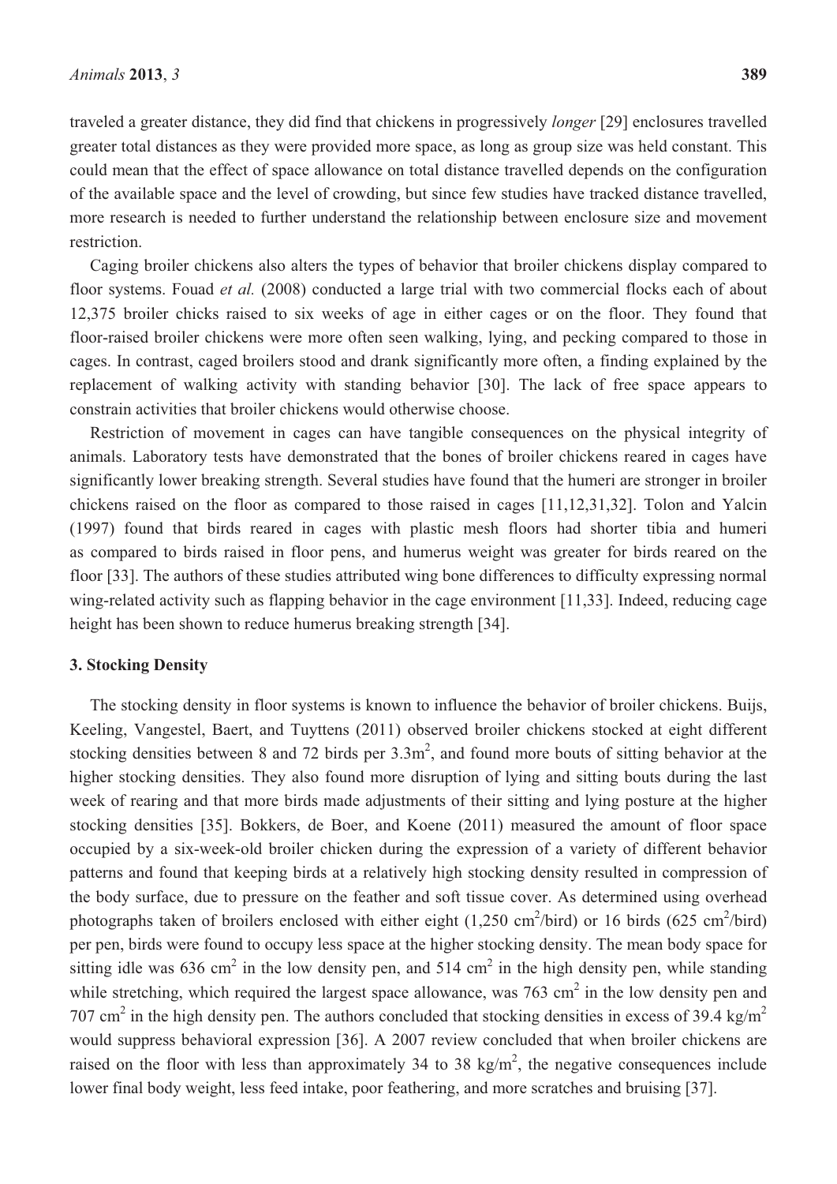traveled a greater distance, they did find that chickens in progressively *longer* [29] enclosures travelled greater total distances as they were provided more space, as long as group size was held constant. This could mean that the effect of space allowance on total distance travelled depends on the configuration of the available space and the level of crowding, but since few studies have tracked distance travelled, more research is needed to further understand the relationship between enclosure size and movement restriction.

Caging broiler chickens also alters the types of behavior that broiler chickens display compared to floor systems. Fouad *et al.* (2008) conducted a large trial with two commercial flocks each of about 12,375 broiler chicks raised to six weeks of age in either cages or on the floor. They found that floor-raised broiler chickens were more often seen walking, lying, and pecking compared to those in cages. In contrast, caged broilers stood and drank significantly more often, a finding explained by the replacement of walking activity with standing behavior [30]. The lack of free space appears to constrain activities that broiler chickens would otherwise choose.

Restriction of movement in cages can have tangible consequences on the physical integrity of animals. Laboratory tests have demonstrated that the bones of broiler chickens reared in cages have significantly lower breaking strength. Several studies have found that the humeri are stronger in broiler chickens raised on the floor as compared to those raised in cages [11,12,31,32]. Tolon and Yalcin (1997) found that birds reared in cages with plastic mesh floors had shorter tibia and humeri as compared to birds raised in floor pens, and humerus weight was greater for birds reared on the floor [33]. The authors of these studies attributed wing bone differences to difficulty expressing normal wing-related activity such as flapping behavior in the cage environment [11,33]. Indeed, reducing cage height has been shown to reduce humerus breaking strength [34].

## 3. Stocking Density

The stocking density in floor systems is known to influence the behavior of broiler chickens. Buijs, Keeling, Vangestel, Baert, and Tuyttens (2011) observed broiler chickens stocked at eight different stocking densities between 8 and 72 birds per $3.3m^2$, and found more bouts of sitting behavior at the higher stocking densities. They also found more disruption of lying and sitting bouts during the last week of rearing and that more birds made adjustments of their sitting and lying posture at the higher stocking densities [35]. Bokkers, de Boer, and Koene (2011) measured the amount of floor space occupied by a six-week-old broiler chicken during the expression of a variety of different behavior patterns and found that keeping birds at a relatively high stocking density resulted in compression of the body surface, due to pressure on the feather and soft tissue cover. As determined using overhead photographs taken of broilers enclosed with either eight (1,250 $cm^2$/bird) or 16 birds (625 $cm^2$/bird) per pen, birds were found to occupy less space at the higher stocking density. The mean body space for sitting idle was 636 $cm^2$ in the low density pen, and 514 $cm^2$ in the high density pen, while standing while stretching, which required the largest space allowance, was 763 $cm^2$ in the low density pen and 707 $cm^2$ in the high density pen. The authors concluded that stocking densities in excess of 39.4 $kg/m^2$ would suppress behavioral expression [36]. A 2007 review concluded that when broiler chickens are raised on the floor with less than approximately 34 to 38 $kg/m^2$, the negative consequences include lower final body weight, less feed intake, poor feathering, and more scratches and bruising [37].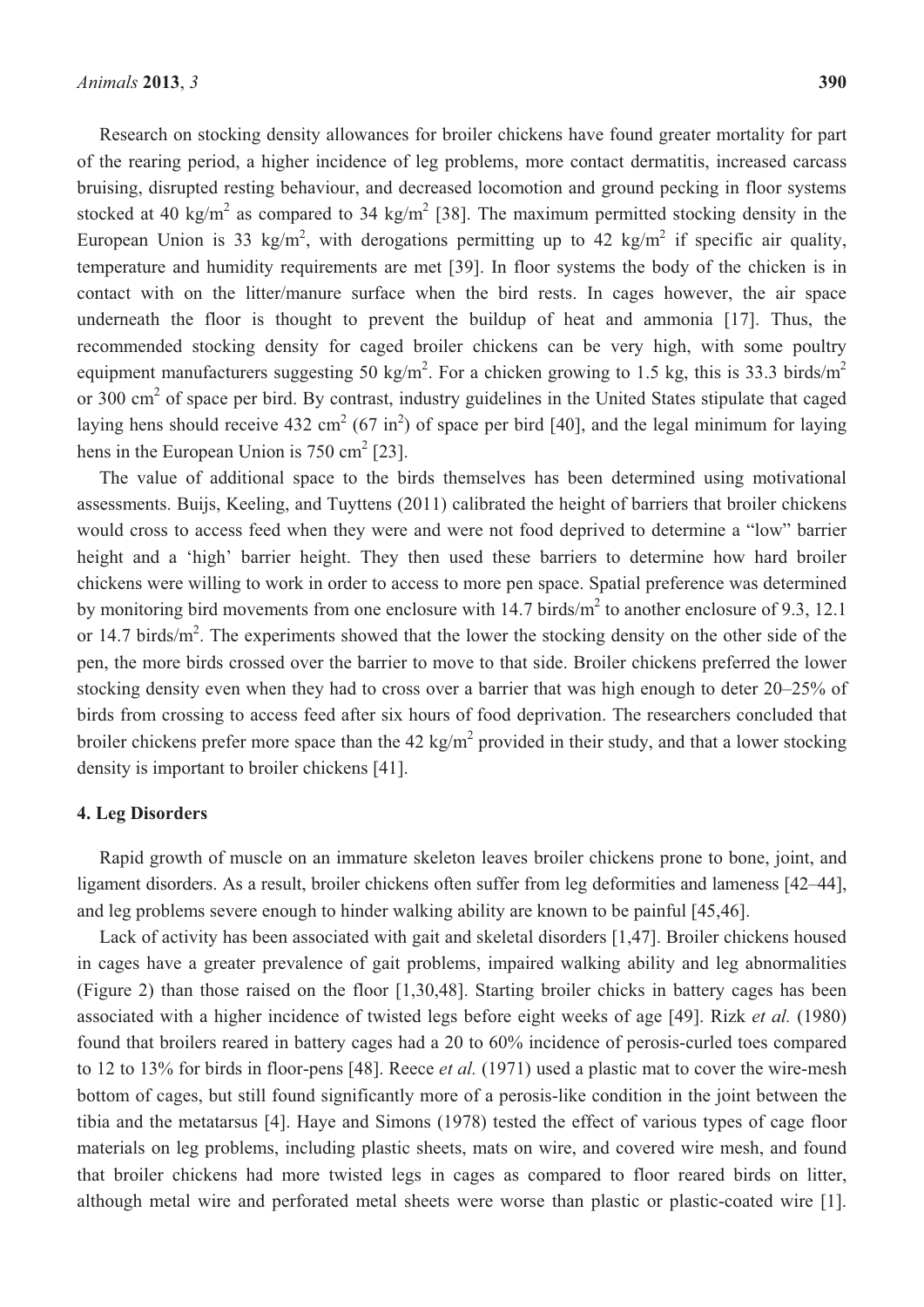Research on stocking density allowances for broiler chickens have found greater mortality for part of the rearing period, a higher incidence of leg problems, more contact dermatitis, increased carcass bruising, disrupted resting behaviour, and decreased locomotion and ground pecking in floor systems stocked at 40 kg/m$^2$ as compared to 34 kg/m$^2$ [38]. The maximum permitted stocking density in the European Union is 33 kg/m$^2$, with derogations permitting up to 42 kg/m$^2$ if specific air quality, temperature and humidity requirements are met [39]. In floor systems the body of the chicken is in contact with on the litter/manure surface when the bird rests. In cages however, the air space underneath the floor is thought to prevent the buildup of heat and ammonia [17]. Thus, the recommended stocking density for caged broiler chickens can be very high, with some poultry equipment manufacturers suggesting 50 kg/m$^2$. For a chicken growing to 1.5 kg, this is 33.3 birds/m$^2$ or 300 cm$^2$ of space per bird. By contrast, industry guidelines in the United States stipulate that caged laying hens should receive 432 cm$^2$ (67 in$^2$) of space per bird [40], and the legal minimum for laying hens in the European Union is 750 cm$^2$ [23].

The value of additional space to the birds themselves has been determined using motivational assessments. Buijs, Keeling, and Tuyttens (2011) calibrated the height of barriers that broiler chickens would cross to access feed when they were and were not food deprived to determine a "low" barrier height and a 'high' barrier height. They then used these barriers to determine how hard broiler chickens were willing to work in order to access to more pen space. Spatial preference was determined by monitoring bird movements from one enclosure with 14.7 birds/m$^2$ to another enclosure of 9.3, 12.1 or 14.7 birds/m$^2$. The experiments showed that the lower the stocking density on the other side of the pen, the more birds crossed over the barrier to move to that side. Broiler chickens preferred the lower stocking density even when they had to cross over a barrier that was high enough to deter 20–25% of birds from crossing to access feed after six hours of food deprivation. The researchers concluded that broiler chickens prefer more space than the 42 kg/m$^2$ provided in their study, and that a lower stocking density is important to broiler chickens [41].

### 4. Leg Disorders

Rapid growth of muscle on an immature skeleton leaves broiler chickens prone to bone, joint, and ligament disorders. As a result, broiler chickens often suffer from leg deformities and lameness [42–44], and leg problems severe enough to hinder walking ability are known to be painful [45,46].

Lack of activity has been associated with gait and skeletal disorders [1,47]. Broiler chickens housed in cages have a greater prevalence of gait problems, impaired walking ability and leg abnormalities (Figure 2) than those raised on the floor [1,30,48]. Starting broiler chicks in battery cages has been associated with a higher incidence of twisted legs before eight weeks of age [49]. Rizk *et al.* (1980) found that broilers reared in battery cages had a 20 to 60% incidence of perosis-curled toes compared to 12 to 13% for birds in floor-pens [48]. Reece *et al.* (1971) used a plastic mat to cover the wire-mesh bottom of cages, but still found significantly more of a perosis-like condition in the joint between the tibia and the metatarsus [4]. Haye and Simons (1978) tested the effect of various types of cage floor materials on leg problems, including plastic sheets, mats on wire, and covered wire mesh, and found that broiler chickens had more twisted legs in cages as compared to floor reared birds on litter, although metal wire and perforated metal sheets were worse than plastic or plastic-coated wire [1].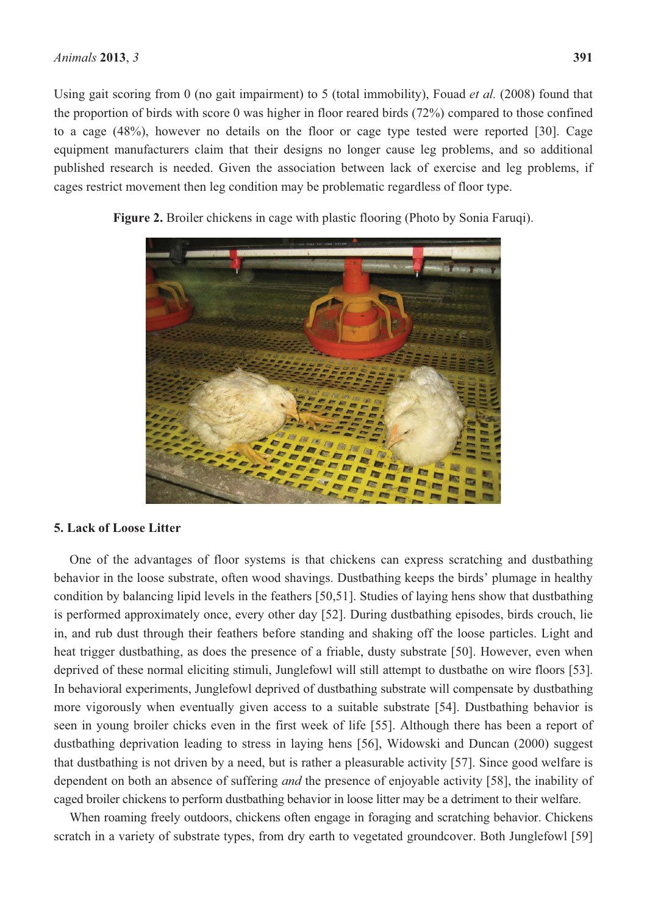Using gait scoring from 0 (no gait impairment) to 5 (total immobility), Fouad *et al.* (2008) found that the proportion of birds with score 0 was higher in floor reared birds (72%) compared to those confined to a cage (48%), however no details on the floor or cage type tested were reported [30]. Cage equipment manufacturers claim that their designs no longer cause leg problems, and so additional published research is needed. Given the association between lack of exercise and leg problems, if cages restrict movement then leg condition may be problematic regardless of floor type.

**Figure 2.** Broiler chickens in cage with plastic flooring (Photo by Sonia Faruqi).

## 5. Lack of Loose Litter

One of the advantages of floor systems is that chickens can express scratching and dustbathing behavior in the loose substrate, often wood shavings. Dustbathing keeps the birds' plumage in healthy condition by balancing lipid levels in the feathers [50,51]. Studies of laying hens show that dustbathing is performed approximately once, every other day [52]. During dustbathing episodes, birds crouch, lie in, and rub dust through their feathers before standing and shaking off the loose particles. Light and heat trigger dustbathing, as does the presence of a friable, dusty substrate [50]. However, even when deprived of these normal eliciting stimuli, Junglefowl will still attempt to dustbathe on wire floors [53]. In behavioral experiments, Junglefowl deprived of dustbathing substrate will compensate by dustbathing more vigorously when eventually given access to a suitable substrate [54]. Dustbathing behavior is seen in young broiler chicks even in the first week of life [55]. Although there has been a report of dustbathing deprivation leading to stress in laying hens [56], Widowski and Duncan (2000) suggest that dustbathing is not driven by a need, but is rather a pleasurable activity [57]. Since good welfare is dependent on both an absence of suffering *and* the presence of enjoyable activity [58], the inability of caged broiler chickens to perform dustbathing behavior in loose litter may be a detriment to their welfare.

When roaming freely outdoors, chickens often engage in foraging and scratching behavior. Chickens scratch in a variety of substrate types, from dry earth to vegetated groundcover. Both Junglefowl [59]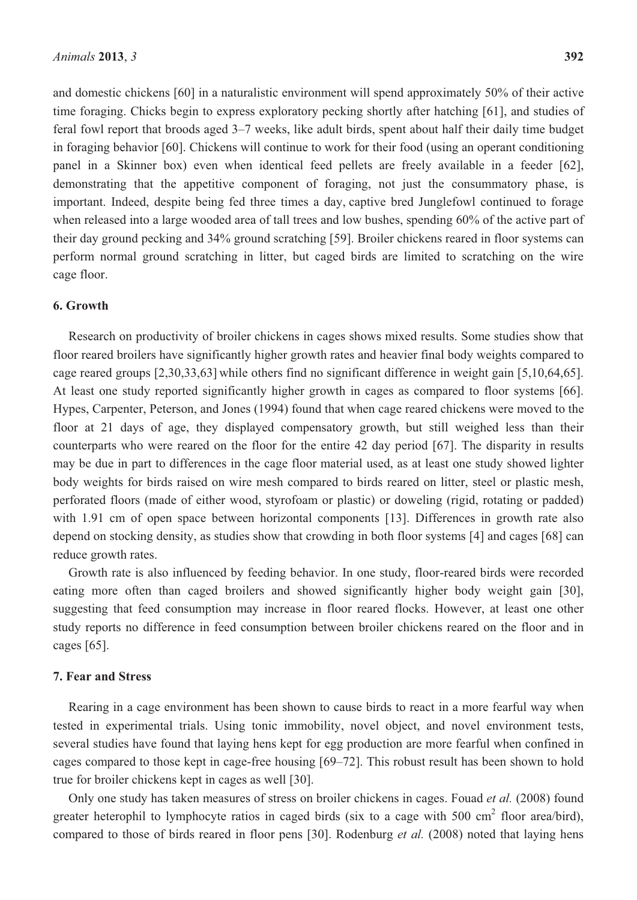and domestic chickens [60] in a naturalistic environment will spend approximately 50% of their active time foraging. Chicks begin to express exploratory pecking shortly after hatching [61], and studies of feral fowl report that broods aged 3–7 weeks, like adult birds, spent about half their daily time budget in foraging behavior [60]. Chickens will continue to work for their food (using an operant conditioning panel in a Skinner box) even when identical feed pellets are freely available in a feeder [62], demonstrating that the appetitive component of foraging, not just the consummatory phase, is important. Indeed, despite being fed three times a day, captive bred Junglefowl continued to forage when released into a large wooded area of tall trees and low bushes, spending 60% of the active part of their day ground pecking and 34% ground scratching [59]. Broiler chickens reared in floor systems can perform normal ground scratching in litter, but caged birds are limited to scratching on the wire cage floor.

## 6. Growth

Research on productivity of broiler chickens in cages shows mixed results. Some studies show that floor reared broilers have significantly higher growth rates and heavier final body weights compared to cage reared groups [2,30,33,63] while others find no significant difference in weight gain [5,10,64,65]. At least one study reported significantly higher growth in cages as compared to floor systems [66]. Hypes, Carpenter, Peterson, and Jones (1994) found that when cage reared chickens were moved to the floor at 21 days of age, they displayed compensatory growth, but still weighed less than their counterparts who were reared on the floor for the entire 42 day period [67]. The disparity in results may be due in part to differences in the cage floor material used, as at least one study showed lighter body weights for birds raised on wire mesh compared to birds reared on litter, steel or plastic mesh, perforated floors (made of either wood, styrofoam or plastic) or doweling (rigid, rotating or padded) with 1.91 cm of open space between horizontal components [13]. Differences in growth rate also depend on stocking density, as studies show that crowding in both floor systems [4] and cages [68] can reduce growth rates.

Growth rate is also influenced by feeding behavior. In one study, floor-reared birds were recorded eating more often than caged broilers and showed significantly higher body weight gain [30], suggesting that feed consumption may increase in floor reared flocks. However, at least one other study reports no difference in feed consumption between broiler chickens reared on the floor and in cages [65].

## 7. Fear and Stress

Rearing in a cage environment has been shown to cause birds to react in a more fearful way when tested in experimental trials. Using tonic immobility, novel object, and novel environment tests, several studies have found that laying hens kept for egg production are more fearful when confined in cages compared to those kept in cage-free housing [69–72]. This robust result has been shown to hold true for broiler chickens kept in cages as well [30].

Only one study has taken measures of stress on broiler chickens in cages. Fouad *et al.* (2008) found greater heterophil to lymphocyte ratios in caged birds (six to a cage with 500 $cm^2$ floor area/bird), compared to those of birds reared in floor pens [30]. Rodenburg *et al.* (2008) noted that laying hens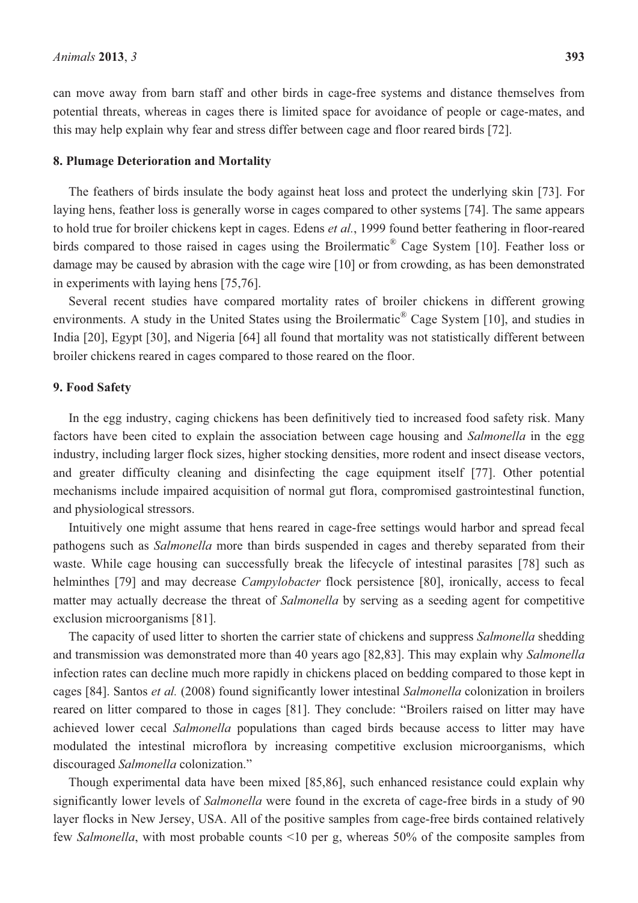can move away from barn staff and other birds in cage-free systems and distance themselves from potential threats, whereas in cages there is limited space for avoidance of people or cage-mates, and this may help explain why fear and stress differ between cage and floor reared birds [72].

## 8. Plumage Deterioration and Mortality

The feathers of birds insulate the body against heat loss and protect the underlying skin [73]. For laying hens, feather loss is generally worse in cages compared to other systems [74]. The same appears to hold true for broiler chickens kept in cages. Edens *et al.*, 1999 found better feathering in floor-reared birds compared to those raised in cages using the Broilermatic® Cage System [10]. Feather loss or damage may be caused by abrasion with the cage wire [10] or from crowding, as has been demonstrated in experiments with laying hens [75,76].

Several recent studies have compared mortality rates of broiler chickens in different growing environments. A study in the United States using the Broilermatic® Cage System [10], and studies in India [20], Egypt [30], and Nigeria [64] all found that mortality was not statistically different between broiler chickens reared in cages compared to those reared on the floor.

## 9. Food Safety

In the egg industry, caging chickens has been definitively tied to increased food safety risk. Many factors have been cited to explain the association between cage housing and *Salmonella* in the egg industry, including larger flock sizes, higher stocking densities, more rodent and insect disease vectors, and greater difficulty cleaning and disinfecting the cage equipment itself [77]. Other potential mechanisms include impaired acquisition of normal gut flora, compromised gastrointestinal function, and physiological stressors.

Intuitively one might assume that hens reared in cage-free settings would harbor and spread fecal pathogens such as *Salmonella* more than birds suspended in cages and thereby separated from their waste. While cage housing can successfully break the lifecycle of intestinal parasites [78] such as helminthes [79] and may decrease *Campylobacter* flock persistence [80], ironically, access to fecal matter may actually decrease the threat of *Salmonella* by serving as a seeding agent for competitive exclusion microorganisms [81].

The capacity of used litter to shorten the carrier state of chickens and suppress *Salmonella* shedding and transmission was demonstrated more than 40 years ago [82,83]. This may explain why *Salmonella* infection rates can decline much more rapidly in chickens placed on bedding compared to those kept in cages [84]. Santos *et al.* (2008) found significantly lower intestinal *Salmonella* colonization in broilers reared on litter compared to those in cages [81]. They conclude: "Broilers raised on litter may have achieved lower cecal *Salmonella* populations than caged birds because access to litter may have modulated the intestinal microflora by increasing competitive exclusion microorganisms, which discouraged *Salmonella* colonization."

Though experimental data have been mixed [85,86], such enhanced resistance could explain why significantly lower levels of *Salmonella* were found in the excreta of cage-free birds in a study of 90 layer flocks in New Jersey, USA. All of the positive samples from cage-free birds contained relatively few *Salmonella*, with most probable counts <10 per g, whereas 50% of the composite samples from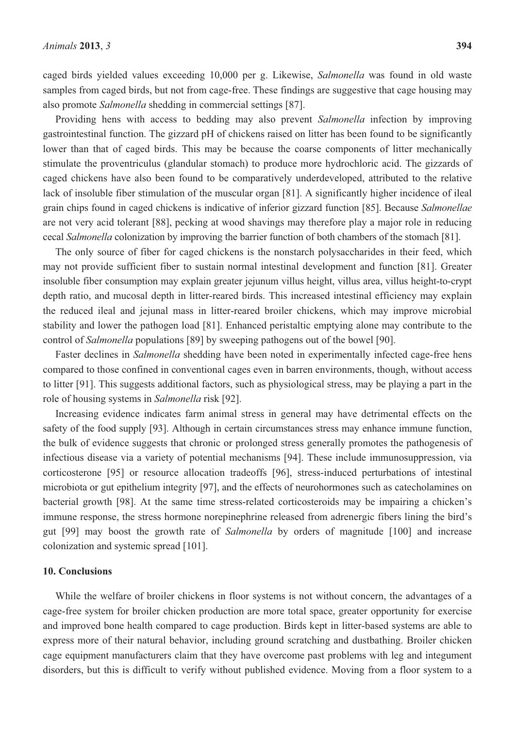caged birds yielded values exceeding 10,000 per g. Likewise, *Salmonella* was found in old waste samples from caged birds, but not from cage-free. These findings are suggestive that cage housing may also promote *Salmonella* shedding in commercial settings [87].

Providing hens with access to bedding may also prevent *Salmonella* infection by improving gastrointestinal function. The gizzard pH of chickens raised on litter has been found to be significantly lower than that of caged birds. This may be because the coarse components of litter mechanically stimulate the proventriculus (glandular stomach) to produce more hydrochloric acid. The gizzards of caged chickens have also been found to be comparatively underdeveloped, attributed to the relative lack of insoluble fiber stimulation of the muscular organ [81]. A significantly higher incidence of ileal grain chips found in caged chickens is indicative of inferior gizzard function [85]. Because *Salmonellae* are not very acid tolerant [88], pecking at wood shavings may therefore play a major role in reducing cecal *Salmonella* colonization by improving the barrier function of both chambers of the stomach [81].

The only source of fiber for caged chickens is the nonstarch polysaccharides in their feed, which may not provide sufficient fiber to sustain normal intestinal development and function [81]. Greater insoluble fiber consumption may explain greater jejunum villus height, villus area, villus height-to-crypt depth ratio, and mucosal depth in litter-reared birds. This increased intestinal efficiency may explain the reduced ileal and jejunal mass in litter-reared broiler chickens, which may improve microbial stability and lower the pathogen load [81]. Enhanced peristaltic emptying alone may contribute to the control of *Salmonella* populations [89] by sweeping pathogens out of the bowel [90].

Faster declines in *Salmonella* shedding have been noted in experimentally infected cage-free hens compared to those confined in conventional cages even in barren environments, though, without access to litter [91]. This suggests additional factors, such as physiological stress, may be playing a part in the role of housing systems in *Salmonella* risk [92].

Increasing evidence indicates farm animal stress in general may have detrimental effects on the safety of the food supply [93]. Although in certain circumstances stress may enhance immune function, the bulk of evidence suggests that chronic or prolonged stress generally promotes the pathogenesis of infectious disease via a variety of potential mechanisms [94]. These include immunosuppression, via corticosterone [95] or resource allocation tradeoffs [96], stress-induced perturbations of intestinal microbiota or gut epithelium integrity [97], and the effects of neurohormones such as catecholamines on bacterial growth [98]. At the same time stress-related corticosteroids may be impairing a chicken's immune response, the stress hormone norepinephrine released from adrenergic fibers lining the bird's gut [99] may boost the growth rate of *Salmonella* by orders of magnitude [100] and increase colonization and systemic spread [101].

## 10. Conclusions

While the welfare of broiler chickens in floor systems is not without concern, the advantages of a cage-free system for broiler chicken production are more total space, greater opportunity for exercise and improved bone health compared to cage production. Birds kept in litter-based systems are able to express more of their natural behavior, including ground scratching and dustbathing. Broiler chicken cage equipment manufacturers claim that they have overcome past problems with leg and integument disorders, but this is difficult to verify without published evidence. Moving from a floor system to a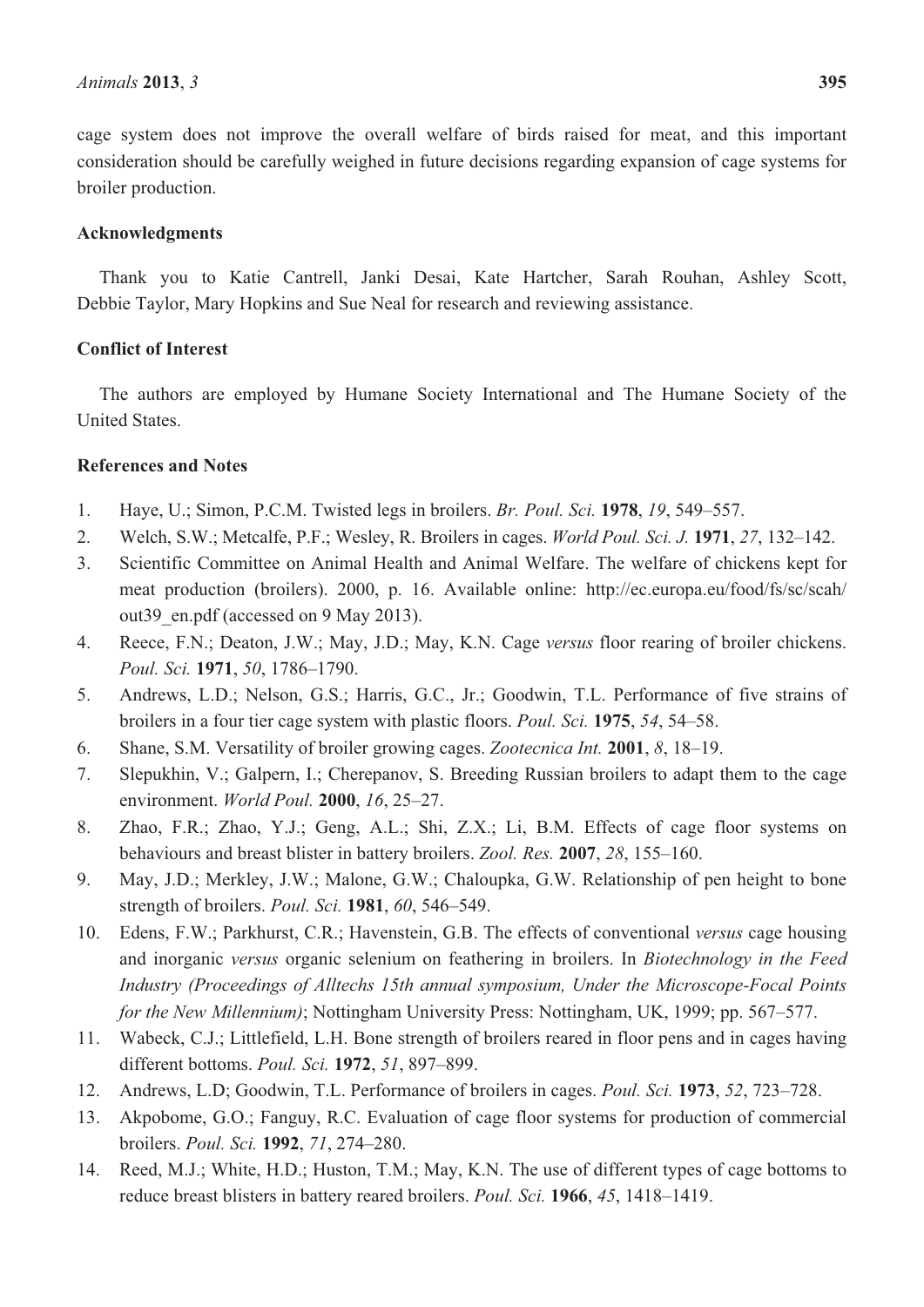cage system does not improve the overall welfare of birds raised for meat, and this important consideration should be carefully weighed in future decisions regarding expansion of cage systems for broiler production.

## Acknowledgments

Thank you to Katie Cantrell, Janki Desai, Kate Hartcher, Sarah Rouhan, Ashley Scott, Debbie Taylor, Mary Hopkins and Sue Neal for research and reviewing assistance.

## Conflict of Interest

The authors are employed by Humane Society International and The Humane Society of the United States.

## References and Notes

1. Haye, U.; Simon, P.C.M. Twisted legs in broilers. *Br. Poul. Sci.* **1978**, *19*, 549–557.
2. Welch, S.W.; Metcalfe, P.F.; Wesley, R. Broilers in cages. *World Poul. Sci. J.* **1971**, *27*, 132–142.
3. Scientific Committee on Animal Health and Animal Welfare. The welfare of chickens kept for meat production (broilers). 2000, p. 16. Available online: http://ec.europa.eu/food/fs/sc/scah/out39_en.pdf (accessed on 9 May 2013).
4. Reece, F.N.; Deaton, J.W.; May, J.D.; May, K.N. Cage *versus* floor rearing of broiler chickens. *Poul. Sci.* **1971**, *50*, 1786–1790.
5. Andrews, L.D.; Nelson, G.S.; Harris, G.C., Jr.; Goodwin, T.L. Performance of five strains of broilers in a four tier cage system with plastic floors. *Poul. Sci.* **1975**, *54*, 54–58.
6. Shane, S.M. Versatility of broiler growing cages. *Zootecnica Int.* **2001**, *8*, 18–19.
7. Slepukhin, V.; Galpern, I.; Cherepanov, S. Breeding Russian broilers to adapt them to the cage environment. *World Poul.* **2000**, *16*, 25–27.
8. Zhao, F.R.; Zhao, Y.J.; Geng, A.L.; Shi, Z.X.; Li, B.M. Effects of cage floor systems on behaviours and breast blister in battery broilers. *Zool. Res.* **2007**, *28*, 155–160.
9. May, J.D.; Merkley, J.W.; Malone, G.W.; Chaloupka, G.W. Relationship of pen height to bone strength of broilers. *Poul. Sci.* **1981**, *60*, 546–549.
10. Edens, F.W.; Parkhurst, C.R.; Havenstein, G.B. The effects of conventional *versus* cage housing and inorganic *versus* organic selenium on feathering in broilers. In *Biotechnology in the Feed Industry (Proceedings of Alltechs 15th annual symposium, Under the Microscope-Focal Points for the New Millennium)*; Nottingham University Press: Nottingham, UK, 1999; pp. 567–577.
11. Wabeck, C.J.; Littlefield, L.H. Bone strength of broilers reared in floor pens and in cages having different bottoms. *Poul. Sci.* **1972**, *51*, 897–899.
12. Andrews, L.D; Goodwin, T.L. Performance of broilers in cages. *Poul. Sci.* **1973**, *52*, 723–728.
13. Akpobome, G.O.; Fanguy, R.C. Evaluation of cage floor systems for production of commercial broilers. *Poul. Sci.* **1992**, *71*, 274–280.
14. Reed, M.J.; White, H.D.; Huston, T.M.; May, K.N. The use of different types of cage bottoms to reduce breast blisters in battery reared broilers. *Poul. Sci.* **1966**, *45*, 1418–1419.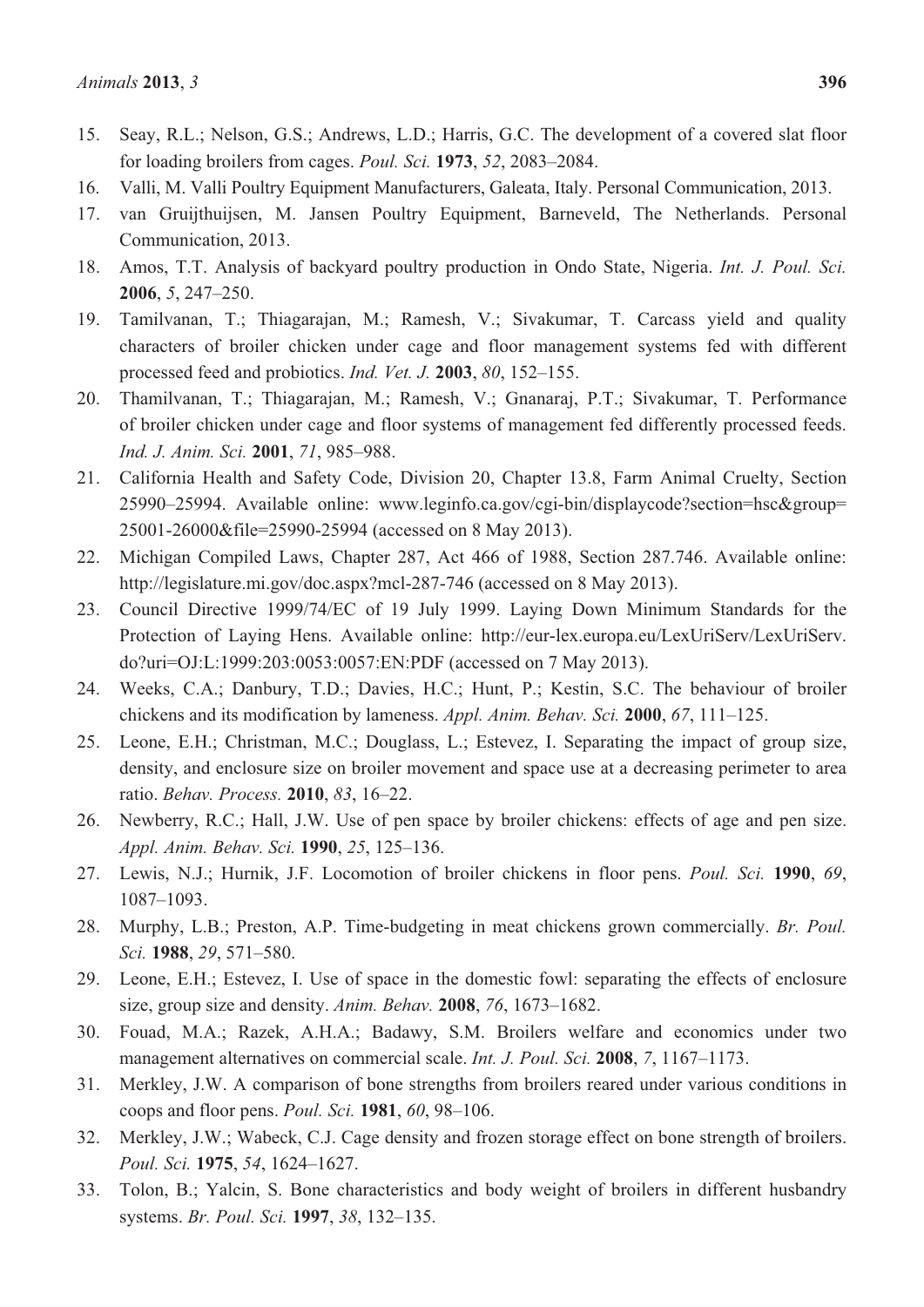15. Seay, R.L.; Nelson, G.S.; Andrews, L.D.; Harris, G.C. The development of a covered slat floor for loading broilers from cages. *Poul. Sci.* **1973**, *52*, 2083–2084.
16. Valli, M. Valli Poultry Equipment Manufacturers, Galeata, Italy. Personal Communication, 2013.
17. van Gruijthuijsen, M. Jansen Poultry Equipment, Barneveld, The Netherlands. Personal Communication, 2013.
18. Amos, T.T. Analysis of backyard poultry production in Ondo State, Nigeria. *Int. J. Poul. Sci.* **2006**, *5*, 247–250.
19. Tamilvanan, T.; Thiagarajan, M.; Ramesh, V.; Sivakumar, T. Carcass yield and quality characters of broiler chicken under cage and floor management systems fed with different processed feed and probiotics. *Ind. Vet. J.* **2003**, *80*, 152–155.
20. Thamilvanan, T.; Thiagarajan, M.; Ramesh, V.; Gnanaraj, P.T.; Sivakumar, T. Performance of broiler chicken under cage and floor systems of management fed differently processed feeds. *Ind. J. Anim. Sci.* **2001**, *71*, 985–988.
21. California Health and Safety Code, Division 20, Chapter 13.8, Farm Animal Cruelty, Section 25990–25994. Available online: www.leginfo.ca.gov/cgi-bin/displaycode?section=hsc&group=25001-26000&file=25990-25994 (accessed on 8 May 2013).
22. Michigan Compiled Laws, Chapter 287, Act 466 of 1988, Section 287.746. Available online: http://legislature.mi.gov/doc.aspx?mcl-287-746 (accessed on 8 May 2013).
23. Council Directive 1999/74/EC of 19 July 1999. Laying Down Minimum Standards for the Protection of Laying Hens. Available online: http://eur-lex.europa.eu/LexUriServ/LexUriServ.do?uri=OJ:L:1999:203:0053:0057:EN:PDF (accessed on 7 May 2013).
24. Weeks, C.A.; Danbury, T.D.; Davies, H.C.; Hunt, P.; Kestin, S.C. The behaviour of broiler chickens and its modification by lameness. *Appl. Anim. Behav. Sci.* **2000**, *67*, 111–125.
25. Leone, E.H.; Christman, M.C.; Douglass, L.; Estevez, I. Separating the impact of group size, density, and enclosure size on broiler movement and space use at a decreasing perimeter to area ratio. *Behav. Process.* **2010**, *83*, 16–22.
26. Newberry, R.C.; Hall, J.W. Use of pen space by broiler chickens: effects of age and pen size. *Appl. Anim. Behav. Sci.* **1990**, *25*, 125–136.
27. Lewis, N.J.; Hurnik, J.F. Locomotion of broiler chickens in floor pens. *Poul. Sci.* **1990**, *69*, 1087–1093.
28. Murphy, L.B.; Preston, A.P. Time-budgeting in meat chickens grown commercially. *Br. Poul. Sci.* **1988**, *29*, 571–580.
29. Leone, E.H.; Estevez, I. Use of space in the domestic fowl: separating the effects of enclosure size, group size and density. *Anim. Behav.* **2008**, *76*, 1673–1682.
30. Fouad, M.A.; Razek, A.H.A.; Badawy, S.M. Broilers welfare and economics under two management alternatives on commercial scale. *Int. J. Poul. Sci.* **2008**, *7*, 1167–1173.
31. Merkley, J.W. A comparison of bone strengths from broilers reared under various conditions in coops and floor pens. *Poul. Sci.* **1981**, *60*, 98–106.
32. Merkley, J.W.; Wabeck, C.J. Cage density and frozen storage effect on bone strength of broilers. *Poul. Sci.* **1975**, *54*, 1624–1627.
33. Tolon, B.; Yalcin, S. Bone characteristics and body weight of broilers in different husbandry systems. *Br. Poul. Sci.* **1997**, *38*, 132–135.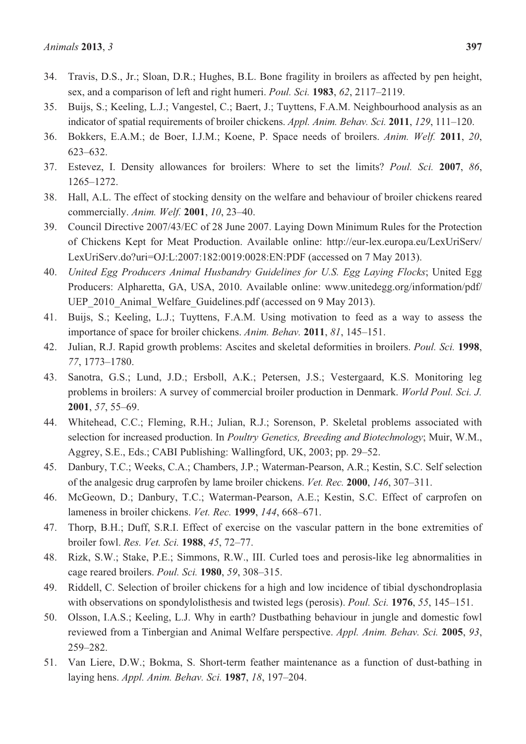34. Travis, D.S., Jr.; Sloan, D.R.; Hughes, B.L. Bone fragility in broilers as affected by pen height, sex, and a comparison of left and right humeri. *Poul. Sci.* **1983**, *62*, 2117–2119.
35. Buijs, S.; Keeling, L.J.; Vangestel, C.; Baert, J.; Tuyttens, F.A.M. Neighbourhood analysis as an indicator of spatial requirements of broiler chickens. *Appl. Anim. Behav. Sci.* **2011**, *129*, 111–120.
36. Bokkers, E.A.M.; de Boer, I.J.M.; Koene, P. Space needs of broilers. *Anim. Welf.* **2011**, *20*, 623–632.
37. Estevez, I. Density allowances for broilers: Where to set the limits? *Poul. Sci.* **2007**, *86*, 1265–1272.
38. Hall, A.L. The effect of stocking density on the welfare and behaviour of broiler chickens reared commercially. *Anim. Welf.* **2001**, *10*, 23–40.
39. Council Directive 2007/43/EC of 28 June 2007. Laying Down Minimum Rules for the Protection of Chickens Kept for Meat Production. Available online: http://eur-lex.europa.eu/LexUriServ/LexUriServ.do?uri=OJ:L:2007:182:0019:0028:EN:PDF (accessed on 7 May 2013).
40. *United Egg Producers Animal Husbandry Guidelines for U.S. Egg Laying Flocks*; United Egg Producers: Alpharetta, GA, USA, 2010. Available online: www.unitedegg.org/information/pdf/UEP_2010_Animal_Welfare_Guidelines.pdf (accessed on 9 May 2013).
41. Buijs, S.; Keeling, L.J.; Tuyttens, F.A.M. Using motivation to feed as a way to assess the importance of space for broiler chickens. *Anim. Behav.* **2011**, *81*, 145–151.
42. Julian, R.J. Rapid growth problems: Ascites and skeletal deformities in broilers. *Poul. Sci.* **1998**, *77*, 1773–1780.
43. Sanotra, G.S.; Lund, J.D.; Ersboll, A.K.; Petersen, J.S.; Vestergaard, K.S. Monitoring leg problems in broilers: A survey of commercial broiler production in Denmark. *World Poul. Sci. J.* **2001**, *57*, 55–69.
44. Whitehead, C.C.; Fleming, R.H.; Julian, R.J.; Sorenson, P. Skeletal problems associated with selection for increased production. In *Poultry Genetics, Breeding and Biotechnology*; Muir, W.M., Aggrey, S.E., Eds.; CABI Publishing: Wallingford, UK, 2003; pp. 29–52.
45. Danbury, T.C.; Weeks, C.A.; Chambers, J.P.; Waterman-Pearson, A.R.; Kestin, S.C. Self selection of the analgesic drug carprofen by lame broiler chickens. *Vet. Rec.* **2000**, *146*, 307–311.
46. McGeown, D.; Danbury, T.C.; Waterman-Pearson, A.E.; Kestin, S.C. Effect of carprofen on lameness in broiler chickens. *Vet. Rec.* **1999**, *144*, 668–671.
47. Thorp, B.H.; Duff, S.R.I. Effect of exercise on the vascular pattern in the bone extremities of broiler fowl. *Res. Vet. Sci.* **1988**, *45*, 72–77.
48. Rizk, S.W.; Stake, P.E.; Simmons, R.W., III. Curled toes and perosis-like leg abnormalities in cage reared broilers. *Poul. Sci.* **1980**, *59*, 308–315.
49. Riddell, C. Selection of broiler chickens for a high and low incidence of tibial dyschondroplasia with observations on spondylolisthesis and twisted legs (perosis). *Poul. Sci.* **1976**, *55*, 145–151.
50. Olsson, I.A.S.; Keeling, L.J. Why in earth? Dustbathing behaviour in jungle and domestic fowl reviewed from a Tinbergian and Animal Welfare perspective. *Appl. Anim. Behav. Sci.* **2005**, *93*, 259–282.
51. Van Liere, D.W.; Bokma, S. Short-term feather maintenance as a function of dust-bathing in laying hens. *Appl. Anim. Behav. Sci.* **1987**, *18*, 197–204.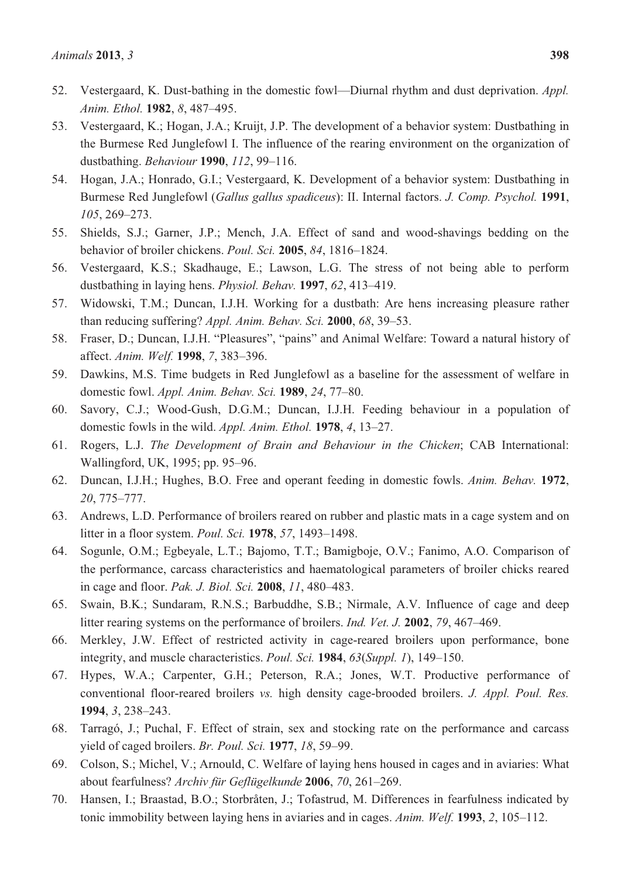52. Vestergaard, K. Dust-bathing in the domestic fowl—Diurnal rhythm and dust deprivation. *Appl. Anim. Ethol.* **1982**, *8*, 487–495.
53. Vestergaard, K.; Hogan, J.A.; Kruijt, J.P. The development of a behavior system: Dustbathing in the Burmese Red Junglefowl I. The influence of the rearing environment on the organization of dustbathing. *Behaviour* **1990**, *112*, 99–116.
54. Hogan, J.A.; Honrado, G.I.; Vestergaard, K. Development of a behavior system: Dustbathing in Burmese Red Junglefowl (*Gallus gallus spadiceus*): II. Internal factors. *J. Comp. Psychol.* **1991**, *105*, 269–273.
55. Shields, S.J.; Garner, J.P.; Mench, J.A. Effect of sand and wood-shavings bedding on the behavior of broiler chickens. *Poul. Sci.* **2005**, *84*, 1816–1824.
56. Vestergaard, K.S.; Skadhauge, E.; Lawson, L.G. The stress of not being able to perform dustbathing in laying hens. *Physiol. Behav.* **1997**, *62*, 413–419.
57. Widowski, T.M.; Duncan, I.J.H. Working for a dustbath: Are hens increasing pleasure rather than reducing suffering? *Appl. Anim. Behav. Sci.* **2000**, *68*, 39–53.
58. Fraser, D.; Duncan, I.J.H. "Pleasures", "pains" and Animal Welfare: Toward a natural history of affect. *Anim. Welf.* **1998**, *7*, 383–396.
59. Dawkins, M.S. Time budgets in Red Junglefowl as a baseline for the assessment of welfare in domestic fowl. *Appl. Anim. Behav. Sci.* **1989**, *24*, 77–80.
60. Savory, C.J.; Wood-Gush, D.G.M.; Duncan, I.J.H. Feeding behaviour in a population of domestic fowls in the wild. *Appl. Anim. Ethol.* **1978**, *4*, 13–27.
61. Rogers, L.J. *The Development of Brain and Behaviour in the Chicken*; CAB International: Wallingford, UK, 1995; pp. 95–96.
62. Duncan, I.J.H.; Hughes, B.O. Free and operant feeding in domestic fowls. *Anim. Behav.* **1972**, *20*, 775–777.
63. Andrews, L.D. Performance of broilers reared on rubber and plastic mats in a cage system and on litter in a floor system. *Poul. Sci.* **1978**, *57*, 1493–1498.
64. Sogunle, O.M.; Egbeyale, L.T.; Bajomo, T.T.; Bamigboje, O.V.; Fanimo, A.O. Comparison of the performance, carcass characteristics and haematological parameters of broiler chicks reared in cage and floor. *Pak. J. Biol. Sci.* **2008**, *11*, 480–483.
65. Swain, B.K.; Sundaram, R.N.S.; Barbuddhe, S.B.; Nirmale, A.V. Influence of cage and deep litter rearing systems on the performance of broilers. *Ind. Vet. J.* **2002**, *79*, 467–469.
66. Merkley, J.W. Effect of restricted activity in cage-reared broilers upon performance, bone integrity, and muscle characteristics. *Poul. Sci.* **1984**, *63*(*Suppl. 1*), 149–150.
67. Hypes, W.A.; Carpenter, G.H.; Peterson, R.A.; Jones, W.T. Productive performance of conventional floor-reared broilers *vs.* high density cage-brooded broilers. *J. Appl. Poul. Res.* **1994**, *3*, 238–243.
68. Tarragó, J.; Puchal, F. Effect of strain, sex and stocking rate on the performance and carcass yield of caged broilers. *Br. Poul. Sci.* **1977**, *18*, 59–99.
69. Colson, S.; Michel, V.; Arnould, C. Welfare of laying hens housed in cages and in aviaries: What about fearfulness? *Archiv für Geflügelkunde* **2006**, *70*, 261–269.
70. Hansen, I.; Braastad, B.O.; Storbråten, J.; Tofastrud, M. Differences in fearfulness indicated by tonic immobility between laying hens in aviaries and in cages. *Anim. Welf.* **1993**, *2*, 105–112.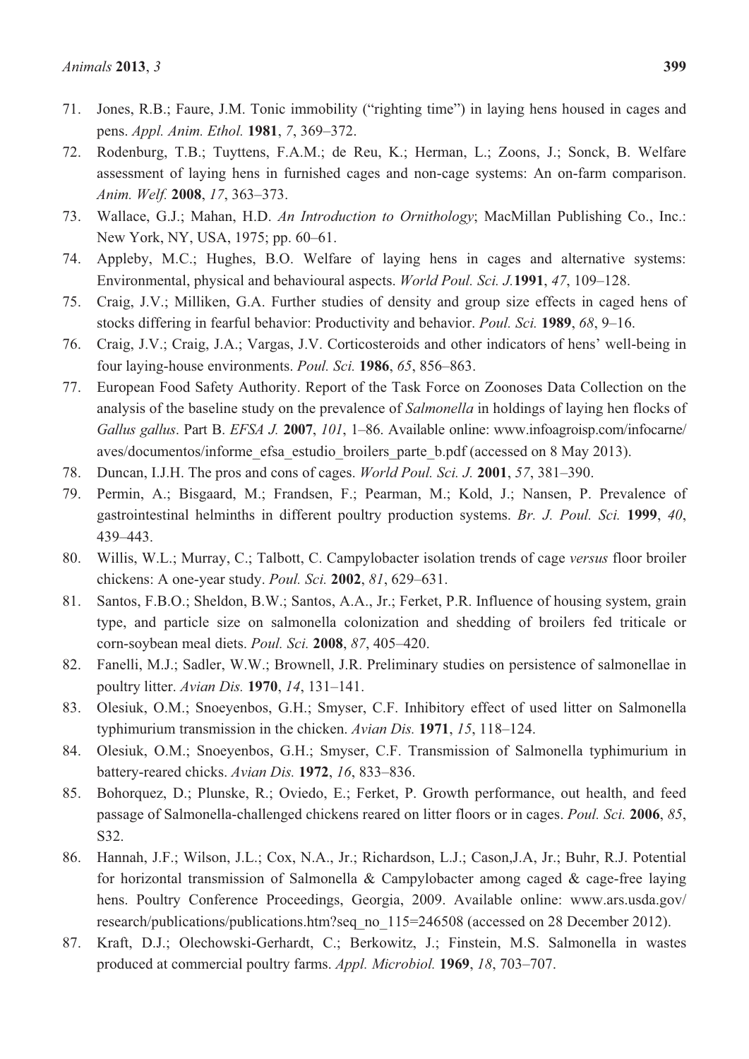71. Jones, R.B.; Faure, J.M. Tonic immobility ("righting time") in laying hens housed in cages and pens. *Appl. Anim. Ethol.* **1981**, *7*, 369–372.
72. Rodenburg, T.B.; Tuyttens, F.A.M.; de Reu, K.; Herman, L.; Zoons, J.; Sonck, B. Welfare assessment of laying hens in furnished cages and non-cage systems: An on-farm comparison. *Anim. Welf.* **2008**, *17*, 363–373.
73. Wallace, G.J.; Mahan, H.D. *An Introduction to Ornithology*; MacMillan Publishing Co., Inc.: New York, NY, USA, 1975; pp. 60–61.
74. Appleby, M.C.; Hughes, B.O. Welfare of laying hens in cages and alternative systems: Environmental, physical and behavioural aspects. *World Poul. Sci. J.* **1991**, *47*, 109–128.
75. Craig, J.V.; Milliken, G.A. Further studies of density and group size effects in caged hens of stocks differing in fearful behavior: Productivity and behavior. *Poul. Sci.* **1989**, *68*, 9–16.
76. Craig, J.V.; Craig, J.A.; Vargas, J.V. Corticosteroids and other indicators of hens' well-being in four laying-house environments. *Poul. Sci.* **1986**, *65*, 856–863.
77. European Food Safety Authority. Report of the Task Force on Zoonoses Data Collection on the analysis of the baseline study on the prevalence of *Salmonella* in holdings of laying hen flocks of *Gallus gallus*. Part B. *EFSA J.* **2007**, *101*, 1–86. Available online: www.infoagroisp.com/infocarne/aves/documentos/informe_efsa_estudio_broilers_parte_b.pdf (accessed on 8 May 2013).
78. Duncan, I.J.H. The pros and cons of cages. *World Poul. Sci. J.* **2001**, *57*, 381–390.
79. Permin, A.; Bisgaard, M.; Frandsen, F.; Pearman, M.; Kold, J.; Nansen, P. Prevalence of gastrointestinal helminths in different poultry production systems. *Br. J. Poul. Sci.* **1999**, *40*, 439–443.
80. Willis, W.L.; Murray, C.; Talbott, C. Campylobacter isolation trends of cage *versus* floor broiler chickens: A one-year study. *Poul. Sci.* **2002**, *81*, 629–631.
81. Santos, F.B.O.; Sheldon, B.W.; Santos, A.A., Jr.; Ferket, P.R. Influence of housing system, grain type, and particle size on salmonella colonization and shedding of broilers fed triticale or corn-soybean meal diets. *Poul. Sci.* **2008**, *87*, 405–420.
82. Fanelli, M.J.; Sadler, W.W.; Brownell, J.R. Preliminary studies on persistence of salmonellae in poultry litter. *Avian Dis.* **1970**, *14*, 131–141.
83. Olesiuk, O.M.; Snoeyenbos, G.H.; Smyser, C.F. Inhibitory effect of used litter on Salmonella typhimurium transmission in the chicken. *Avian Dis.* **1971**, *15*, 118–124.
84. Olesiuk, O.M.; Snoeyenbos, G.H.; Smyser, C.F. Transmission of Salmonella typhimurium in battery-reared chicks. *Avian Dis.* **1972**, *16*, 833–836.
85. Bohorquez, D.; Plunske, R.; Oviedo, E.; Ferket, P. Growth performance, out health, and feed passage of Salmonella-challenged chickens reared on litter floors or in cages. *Poul. Sci.* **2006**, *85*, S32.
86. Hannah, J.F.; Wilson, J.L.; Cox, N.A., Jr.; Richardson, L.J.; Cason,J.A, Jr.; Buhr, R.J. Potential for horizontal transmission of Salmonella & Campylobacter among caged & cage-free laying hens. Poultry Conference Proceedings, Georgia, 2009. Available online: www.ars.usda.gov/research/publications/publications.htm?seq_no_115=246508 (accessed on 28 December 2012).
87. Kraft, D.J.; Olechowski-Gerhardt, C.; Berkowitz, J.; Finstein, M.S. Salmonella in wastes produced at commercial poultry farms. *Appl. Microbiol.* **1969**, *18*, 703–707.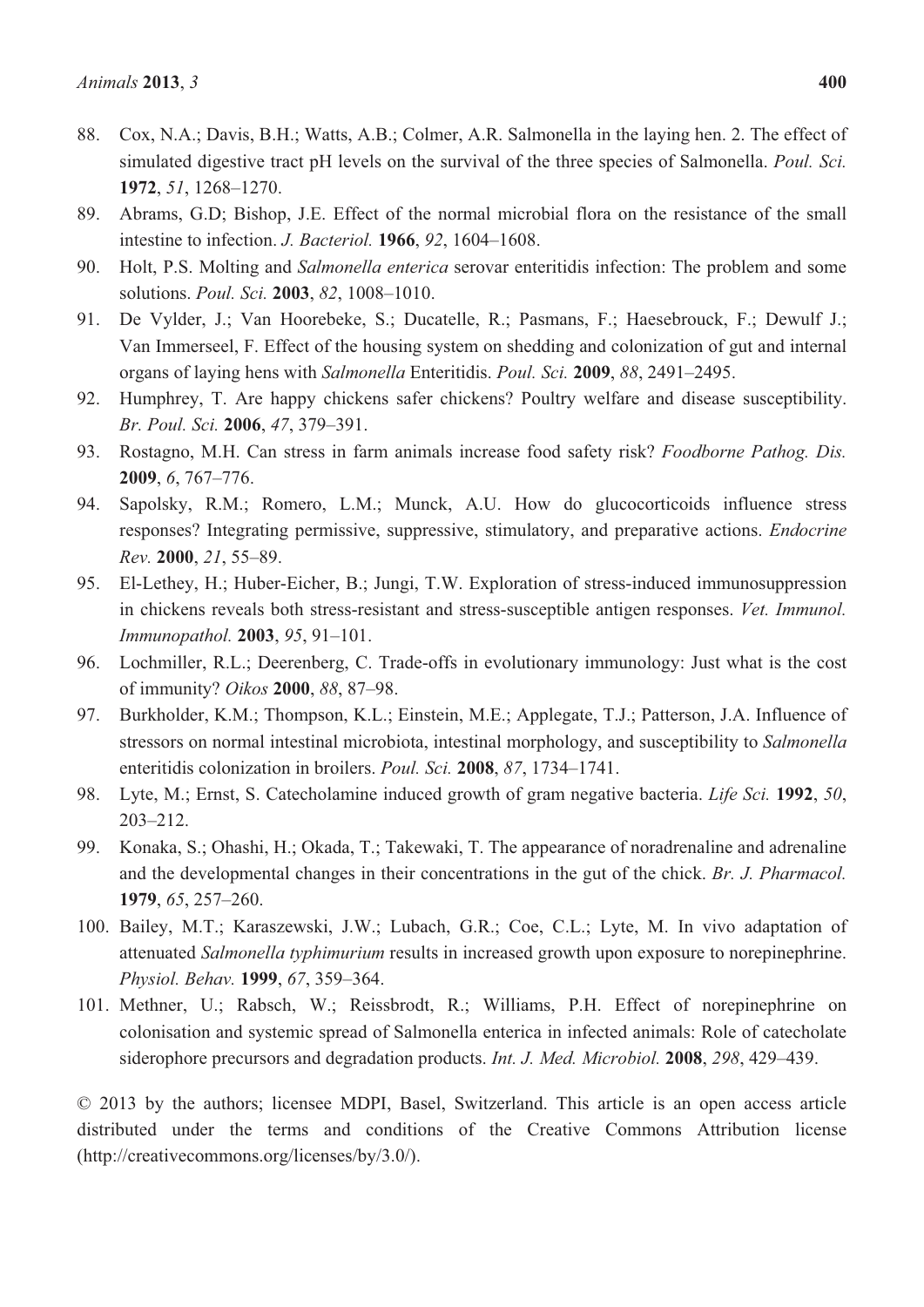88. Cox, N.A.; Davis, B.H.; Watts, A.B.; Colmer, A.R. Salmonella in the laying hen. 2. The effect of simulated digestive tract pH levels on the survival of the three species of Salmonella. *Poul. Sci.* **1972**, *51*, 1268–1270.
89. Abrams, G.D; Bishop, J.E. Effect of the normal microbial flora on the resistance of the small intestine to infection. *J. Bacteriol.* **1966**, *92*, 1604–1608.
90. Holt, P.S. Molting and *Salmonella enterica* serovar enteritidis infection: The problem and some solutions. *Poul. Sci.* **2003**, *82*, 1008–1010.
91. De Vylder, J.; Van Hoorebeke, S.; Ducatelle, R.; Pasmans, F.; Haesebrouck, F.; Dewulf J.; Van Immerseel, F. Effect of the housing system on shedding and colonization of gut and internal organs of laying hens with *Salmonella* Enteritidis. *Poul. Sci.* **2009**, *88*, 2491–2495.
92. Humphrey, T. Are happy chickens safer chickens? Poultry welfare and disease susceptibility. *Br. Poul. Sci.* **2006**, *47*, 379–391.
93. Rostagno, M.H. Can stress in farm animals increase food safety risk? *Foodborne Pathog. Dis.* **2009**, *6*, 767–776.
94. Sapolsky, R.M.; Romero, L.M.; Munck, A.U. How do glucocorticoids influence stress responses? Integrating permissive, suppressive, stimulatory, and preparative actions. *Endocrine Rev.* **2000**, *21*, 55–89.
95. El-Lethey, H.; Huber-Eicher, B.; Jungi, T.W. Exploration of stress-induced immunosuppression in chickens reveals both stress-resistant and stress-susceptible antigen responses. *Vet. Immunol. Immunopathol.* **2003**, *95*, 91–101.
96. Lochmiller, R.L.; Deerenberg, C. Trade-offs in evolutionary immunology: Just what is the cost of immunity? *Oikos* **2000**, *88*, 87–98.
97. Burkholder, K.M.; Thompson, K.L.; Einstein, M.E.; Applegate, T.J.; Patterson, J.A. Influence of stressors on normal intestinal microbiota, intestinal morphology, and susceptibility to *Salmonella* enteritidis colonization in broilers. *Poul. Sci.* **2008**, *87*, 1734–1741.
98. Lyte, M.; Ernst, S. Catecholamine induced growth of gram negative bacteria. *Life Sci.* **1992**, *50*, 203–212.
99. Konaka, S.; Ohashi, H.; Okada, T.; Takewaki, T. The appearance of noradrenaline and adrenaline and the developmental changes in their concentrations in the gut of the chick. *Br. J. Pharmacol.* **1979**, *65*, 257–260.
100. Bailey, M.T.; Karaszewski, J.W.; Lubach, G.R.; Coe, C.L.; Lyte, M. In vivo adaptation of attenuated *Salmonella typhimurium* results in increased growth upon exposure to norepinephrine. *Physiol. Behav.* **1999**, *67*, 359–364.
101. Methner, U.; Rabsch, W.; Reissbrodt, R.; Williams, P.H. Effect of norepinephrine on colonisation and systemic spread of Salmonella enterica in infected animals: Role of catecholate siderophore precursors and degradation products. *Int. J. Med. Microbiol.* **2008**, *298*, 429–439.

© 2013 by the authors; licensee MDPI, Basel, Switzerland. This article is an open access article distributed under the terms and conditions of the Creative Commons Attribution license (http://creativecommons.org/licenses/by/3.0/).